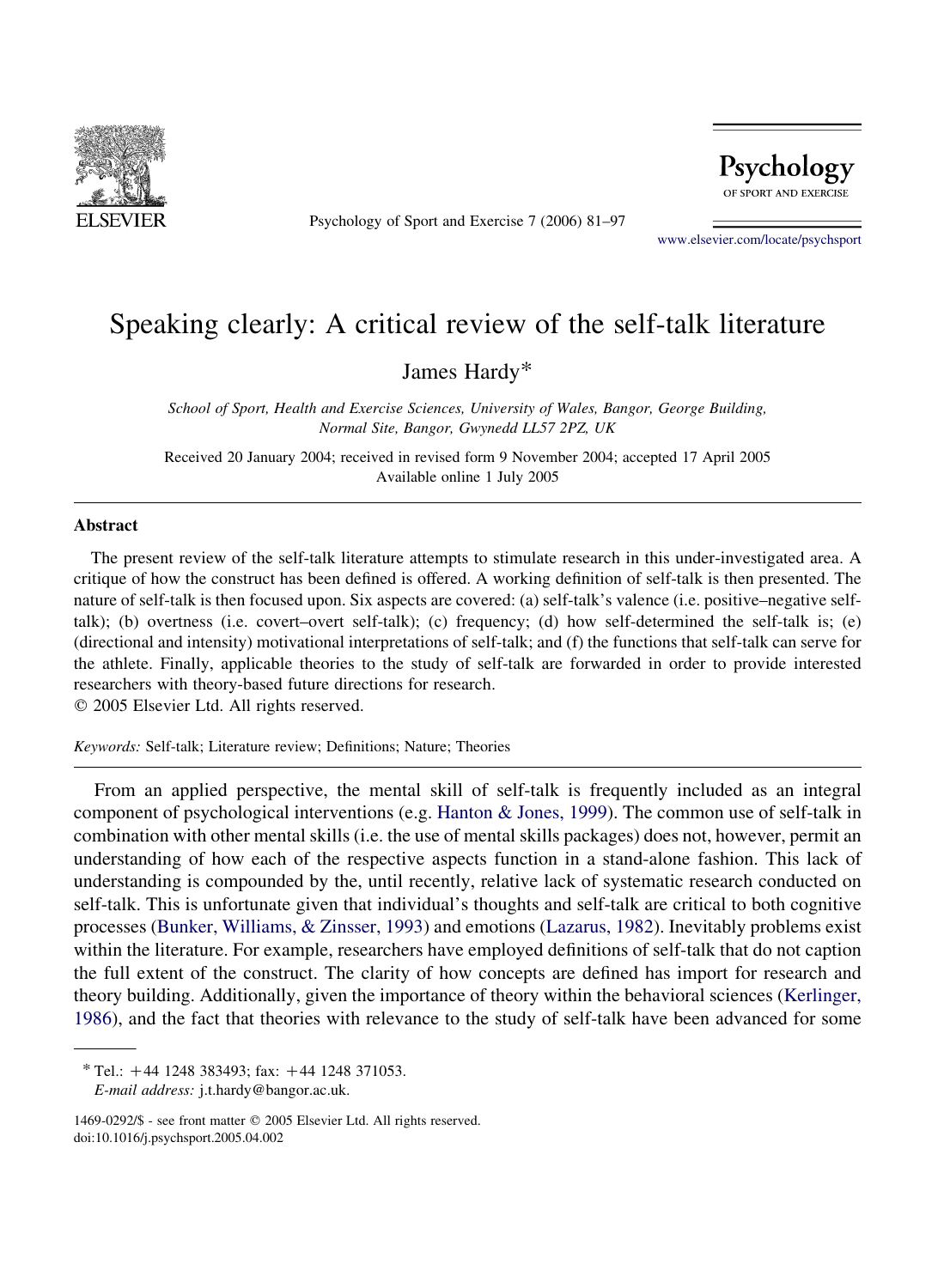# Speaking clearly: A critical review of the self-talk literature

James Hardy*

*School of Sport, Health and Exercise Sciences, University of Wales, Bangor, George Building, Normal Site, Bangor, Gwynedd LL57 2PZ, UK*

Received 20 January 2004; received in revised form 9 November 2004; accepted 17 April 2005
Available online 1 July 2005

## Abstract

The present review of the self-talk literature attempts to stimulate research in this under-investigated area. A critique of how the construct has been defined is offered. A working definition of self-talk is then presented. The nature of self-talk is then focused upon. Six aspects are covered: (a) self-talk's valence (i.e. positive–negative self-talk); (b) overtness (i.e. covert–overt self-talk); (c) frequency; (d) how self-determined the self-talk is; (e) (directional and intensity) motivational interpretations of self-talk; and (f) the functions that self-talk can serve for the athlete. Finally, applicable theories to the study of self-talk are forwarded in order to provide interested researchers with theory-based future directions for research.
© 2005 Elsevier Ltd. All rights reserved.

*Keywords:* Self-talk; Literature review; Definitions; Nature; Theories

From an applied perspective, the mental skill of self-talk is frequently included as an integral component of psychological interventions (e.g. Hanton & Jones, 1999). The common use of self-talk in combination with other mental skills (i.e. the use of mental skills packages) does not, however, permit an understanding of how each of the respective aspects function in a stand-alone fashion. This lack of understanding is compounded by the, until recently, relative lack of systematic research conducted on self-talk. This is unfortunate given that individual's thoughts and self-talk are critical to both cognitive processes (Bunker, Williams, & Zinsser, 1993) and emotions (Lazarus, 1982). Inevitably problems exist within the literature. For example, researchers have employed definitions of self-talk that do not caption the full extent of the construct. The clarity of how concepts are defined has import for research and theory building. Additionally, given the importance of theory within the behavioral sciences (Kerlinger, 1986), and the fact that theories with relevance to the study of self-talk have been advanced for some

---

\* Tel.: +44 1248 383493; fax: +44 1248 371053.
*E-mail address:* j.t.hardy@bangor.ac.uk.

1469-0292/$ - see front matter © 2005 Elsevier Ltd. All rights reserved.
doi:10.1016/j.psychsport.2005.04.002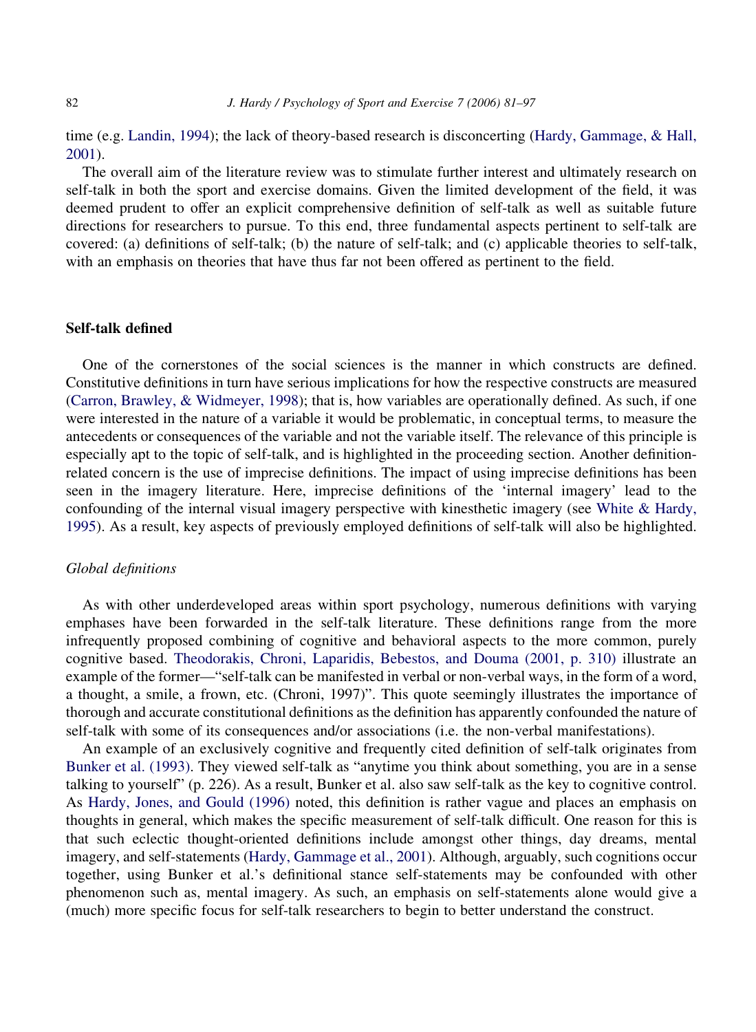time (e.g. Landin, 1994); the lack of theory-based research is disconcerting (Hardy, Gammage, & Hall, 2001).

The overall aim of the literature review was to stimulate further interest and ultimately research on self-talk in both the sport and exercise domains. Given the limited development of the field, it was deemed prudent to offer an explicit comprehensive definition of self-talk as well as suitable future directions for researchers to pursue. To this end, three fundamental aspects pertinent to self-talk are covered: (a) definitions of self-talk; (b) the nature of self-talk; and (c) applicable theories to self-talk, with an emphasis on theories that have thus far not been offered as pertinent to the field.

## Self-talk defined

One of the cornerstones of the social sciences is the manner in which constructs are defined. Constitutive definitions in turn have serious implications for how the respective constructs are measured (Carron, Brawley, & Widmeyer, 1998); that is, how variables are operationally defined. As such, if one were interested in the nature of a variable it would be problematic, in conceptual terms, to measure the antecedents or consequences of the variable and not the variable itself. The relevance of this principle is especially apt to the topic of self-talk, and is highlighted in the proceeding section. Another definition-related concern is the use of imprecise definitions. The impact of using imprecise definitions has been seen in the imagery literature. Here, imprecise definitions of the 'internal imagery' lead to the confounding of the internal visual imagery perspective with kinesthetic imagery (see White & Hardy, 1995). As a result, key aspects of previously employed definitions of self-talk will also be highlighted.

### *Global definitions*

As with other underdeveloped areas within sport psychology, numerous definitions with varying emphases have been forwarded in the self-talk literature. These definitions range from the more infrequently proposed combining of cognitive and behavioral aspects to the more common, purely cognitive based. Theodorakis, Chroni, Laparidis, Bebestos, and Douma (2001, p. 310) illustrate an example of the former—"self-talk can be manifested in verbal or non-verbal ways, in the form of a word, a thought, a smile, a frown, etc. (Chroni, 1997)". This quote seemingly illustrates the importance of thorough and accurate constitutional definitions as the definition has apparently confounded the nature of self-talk with some of its consequences and/or associations (i.e. the non-verbal manifestations).

An example of an exclusively cognitive and frequently cited definition of self-talk originates from Bunker et al. (1993). They viewed self-talk as "anytime you think about something, you are in a sense talking to yourself" (p. 226). As a result, Bunker et al. also saw self-talk as the key to cognitive control. As Hardy, Jones, and Gould (1996) noted, this definition is rather vague and places an emphasis on thoughts in general, which makes the specific measurement of self-talk difficult. One reason for this is that such eclectic thought-oriented definitions include amongst other things, day dreams, mental imagery, and self-statements (Hardy, Gammage et al., 2001). Although, arguably, such cognitions occur together, using Bunker et al.'s definitional stance self-statements may be confounded with other phenomenon such as, mental imagery. As such, an emphasis on self-statements alone would give a (much) more specific focus for self-talk researchers to begin to better understand the construct.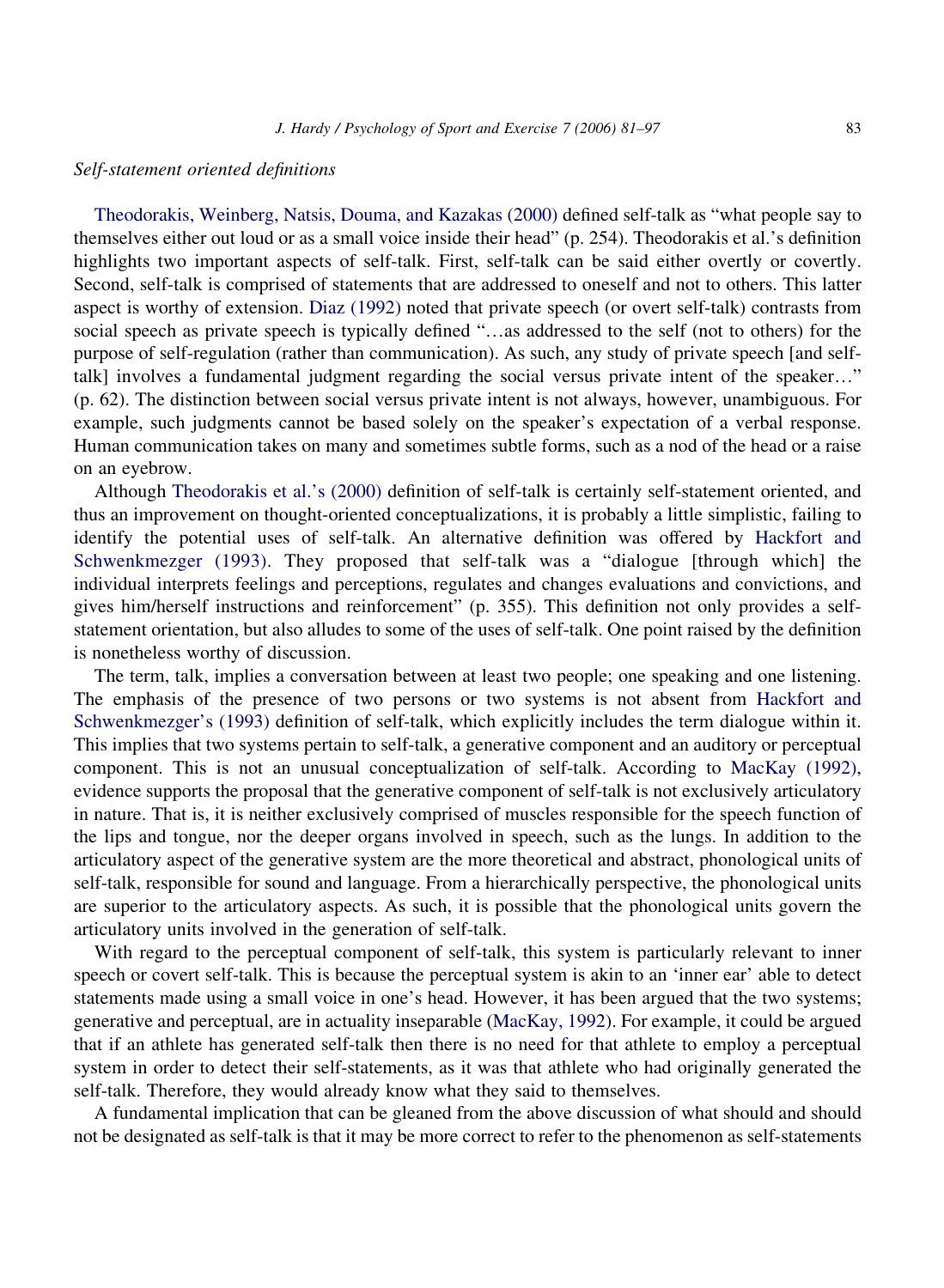*Self-statement oriented definitions*

Theodorakis, Weinberg, Natsis, Douma, and Kazakas (2000) defined self-talk as "what people say to themselves either out loud or as a small voice inside their head" (p. 254). Theodorakis et al.'s definition highlights two important aspects of self-talk. First, self-talk can be said either overtly or covertly. Second, self-talk is comprised of statements that are addressed to oneself and not to others. This latter aspect is worthy of extension. Diaz (1992) noted that private speech (or overt self-talk) contrasts from social speech as private speech is typically defined "…as addressed to the self (not to others) for the purpose of self-regulation (rather than communication). As such, any study of private speech [and self-talk] involves a fundamental judgment regarding the social versus private intent of the speaker…" (p. 62). The distinction between social versus private intent is not always, however, unambiguous. For example, such judgments cannot be based solely on the speaker's expectation of a verbal response. Human communication takes on many and sometimes subtle forms, such as a nod of the head or a raise on an eyebrow.

Although Theodorakis et al.'s (2000) definition of self-talk is certainly self-statement oriented, and thus an improvement on thought-oriented conceptualizations, it is probably a little simplistic, failing to identify the potential uses of self-talk. An alternative definition was offered by Hackfort and Schwenkmezger (1993). They proposed that self-talk was a "dialogue [through which] the individual interprets feelings and perceptions, regulates and changes evaluations and convictions, and gives him/herself instructions and reinforcement" (p. 355). This definition not only provides a self-statement orientation, but also alludes to some of the uses of self-talk. One point raised by the definition is nonetheless worthy of discussion.

The term, talk, implies a conversation between at least two people; one speaking and one listening. The emphasis of the presence of two persons or two systems is not absent from Hackfort and Schwenkmezger's (1993) definition of self-talk, which explicitly includes the term dialogue within it. This implies that two systems pertain to self-talk, a generative component and an auditory or perceptual component. This is not an unusual conceptualization of self-talk. According to MacKay (1992), evidence supports the proposal that the generative component of self-talk is not exclusively articulatory in nature. That is, it is neither exclusively comprised of muscles responsible for the speech function of the lips and tongue, nor the deeper organs involved in speech, such as the lungs. In addition to the articulatory aspect of the generative system are the more theoretical and abstract, phonological units of self-talk, responsible for sound and language. From a hierarchically perspective, the phonological units are superior to the articulatory aspects. As such, it is possible that the phonological units govern the articulatory units involved in the generation of self-talk.

With regard to the perceptual component of self-talk, this system is particularly relevant to inner speech or covert self-talk. This is because the perceptual system is akin to an 'inner ear' able to detect statements made using a small voice in one's head. However, it has been argued that the two systems; generative and perceptual, are in actuality inseparable (MacKay, 1992). For example, it could be argued that if an athlete has generated self-talk then there is no need for that athlete to employ a perceptual system in order to detect their self-statements, as it was that athlete who had originally generated the self-talk. Therefore, they would already know what they said to themselves.

A fundamental implication that can be gleaned from the above discussion of what should and should not be designated as self-talk is that it may be more correct to refer to the phenomenon as self-statements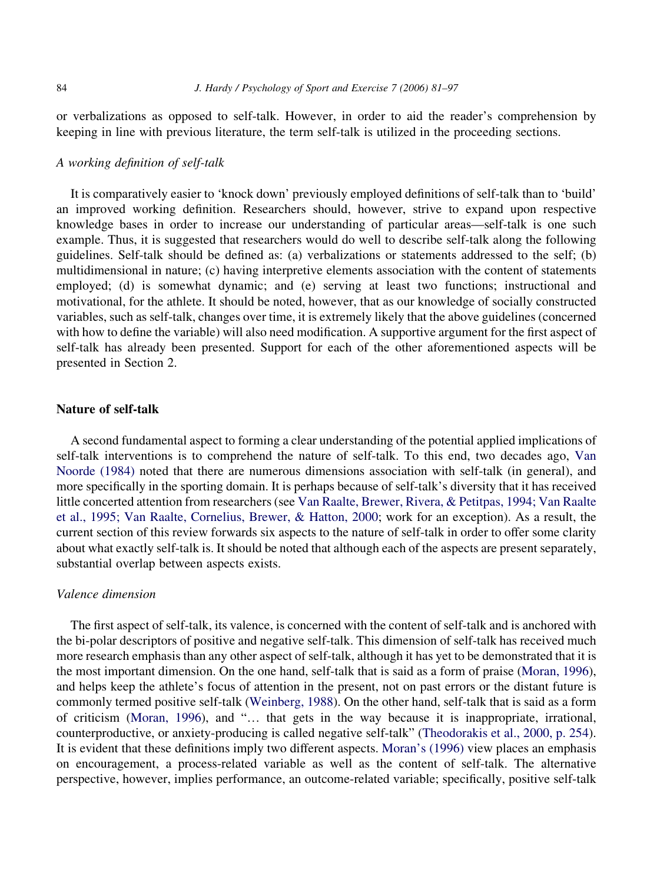or verbalizations as opposed to self-talk. However, in order to aid the reader's comprehension by keeping in line with previous literature, the term self-talk is utilized in the proceeding sections.

### *A working definition of self-talk*

It is comparatively easier to 'knock down' previously employed definitions of self-talk than to 'build' an improved working definition. Researchers should, however, strive to expand upon respective knowledge bases in order to increase our understanding of particular areas—self-talk is one such example. Thus, it is suggested that researchers would do well to describe self-talk along the following guidelines. Self-talk should be defined as: (a) verbalizations or statements addressed to the self; (b) multidimensional in nature; (c) having interpretive elements association with the content of statements employed; (d) is somewhat dynamic; and (e) serving at least two functions; instructional and motivational, for the athlete. It should be noted, however, that as our knowledge of socially constructed variables, such as self-talk, changes over time, it is extremely likely that the above guidelines (concerned with how to define the variable) will also need modification. A supportive argument for the first aspect of self-talk has already been presented. Support for each of the other aforementioned aspects will be presented in Section 2.

## Nature of self-talk

A second fundamental aspect to forming a clear understanding of the potential applied implications of self-talk interventions is to comprehend the nature of self-talk. To this end, two decades ago, Van Noorde (1984) noted that there are numerous dimensions association with self-talk (in general), and more specifically in the sporting domain. It is perhaps because of self-talk's diversity that it has received little concerted attention from researchers (see Van Raalte, Brewer, Rivera, & Petitpas, 1994; Van Raalte et al., 1995; Van Raalte, Cornelius, Brewer, & Hatton, 2000; work for an exception). As a result, the current section of this review forwards six aspects to the nature of self-talk in order to offer some clarity about what exactly self-talk is. It should be noted that although each of the aspects are present separately, substantial overlap between aspects exists.

### *Valence dimension*

The first aspect of self-talk, its valence, is concerned with the content of self-talk and is anchored with the bi-polar descriptors of positive and negative self-talk. This dimension of self-talk has received much more research emphasis than any other aspect of self-talk, although it has yet to be demonstrated that it is the most important dimension. On the one hand, self-talk that is said as a form of praise (Moran, 1996), and helps keep the athlete's focus of attention in the present, not on past errors or the distant future is commonly termed positive self-talk (Weinberg, 1988). On the other hand, self-talk that is said as a form of criticism (Moran, 1996), and "… that gets in the way because it is inappropriate, irrational, counterproductive, or anxiety-producing is called negative self-talk" (Theodorakis et al., 2000, p. 254). It is evident that these definitions imply two different aspects. Moran's (1996) view places an emphasis on encouragement, a process-related variable as well as the content of self-talk. The alternative perspective, however, implies performance, an outcome-related variable; specifically, positive self-talk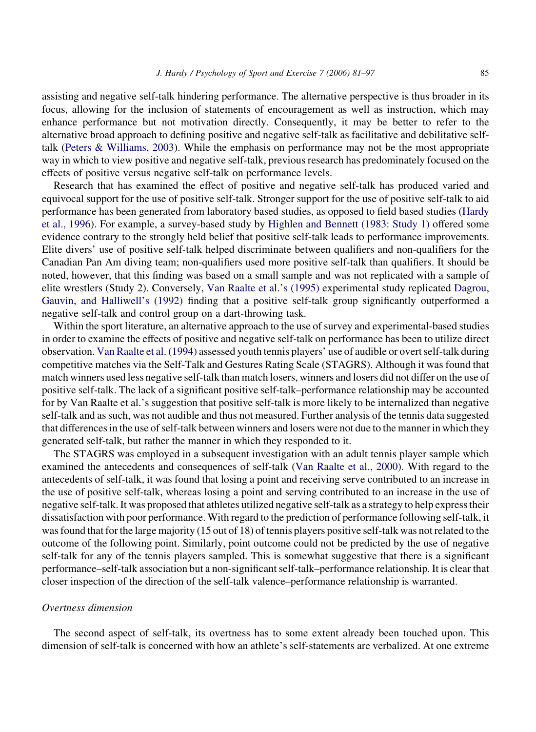assisting and negative self-talk hindering performance. The alternative perspective is thus broader in its focus, allowing for the inclusion of statements of encouragement as well as instruction, which may enhance performance but not motivation directly. Consequently, it may be better to refer to the alternative broad approach to defining positive and negative self-talk as facilitative and debilitative self-talk (Peters & Williams, 2003). While the emphasis on performance may not be the most appropriate way in which to view positive and negative self-talk, previous research has predominately focused on the effects of positive versus negative self-talk on performance levels.

Research that has examined the effect of positive and negative self-talk has produced varied and equivocal support for the use of positive self-talk. Stronger support for the use of positive self-talk to aid performance has been generated from laboratory based studies, as opposed to field based studies (Hardy et al., 1996). For example, a survey-based study by Highlen and Bennett (1983: Study 1) offered some evidence contrary to the strongly held belief that positive self-talk leads to performance improvements. Elite divers' use of positive self-talk helped discriminate between qualifiers and non-qualifiers for the Canadian Pan Am diving team; non-qualifiers used more positive self-talk than qualifiers. It should be noted, however, that this finding was based on a small sample and was not replicated with a sample of elite wrestlers (Study 2). Conversely, Van Raalte et al.'s (1995) experimental study replicated Dagrou, Gauvin, and Halliwell's (1992) finding that a positive self-talk group significantly outperformed a negative self-talk and control group on a dart-throwing task.

Within the sport literature, an alternative approach to the use of survey and experimental-based studies in order to examine the effects of positive and negative self-talk on performance has been to utilize direct observation. Van Raalte et al. (1994) assessed youth tennis players' use of audible or overt self-talk during competitive matches via the Self-Talk and Gestures Rating Scale (STAGRS). Although it was found that match winners used less negative self-talk than match losers, winners and losers did not differ on the use of positive self-talk. The lack of a significant positive self-talk–performance relationship may be accounted for by Van Raalte et al.'s suggestion that positive self-talk is more likely to be internalized than negative self-talk and as such, was not audible and thus not measured. Further analysis of the tennis data suggested that differences in the use of self-talk between winners and losers were not due to the manner in which they generated self-talk, but rather the manner in which they responded to it.

The STAGRS was employed in a subsequent investigation with an adult tennis player sample which examined the antecedents and consequences of self-talk (Van Raalte et al., 2000). With regard to the antecedents of self-talk, it was found that losing a point and receiving serve contributed to an increase in the use of positive self-talk, whereas losing a point and serving contributed to an increase in the use of negative self-talk. It was proposed that athletes utilized negative self-talk as a strategy to help express their dissatisfaction with poor performance. With regard to the prediction of performance following self-talk, it was found that for the large majority (15 out of 18) of tennis players positive self-talk was not related to the outcome of the following point. Similarly, point outcome could not be predicted by the use of negative self-talk for any of the tennis players sampled. This is somewhat suggestive that there is a significant performance–self-talk association but a non-significant self-talk–performance relationship. It is clear that closer inspection of the direction of the self-talk valence–performance relationship is warranted.

### *Overtness dimension*

The second aspect of self-talk, its overtness has to some extent already been touched upon. This dimension of self-talk is concerned with how an athlete's self-statements are verbalized. At one extreme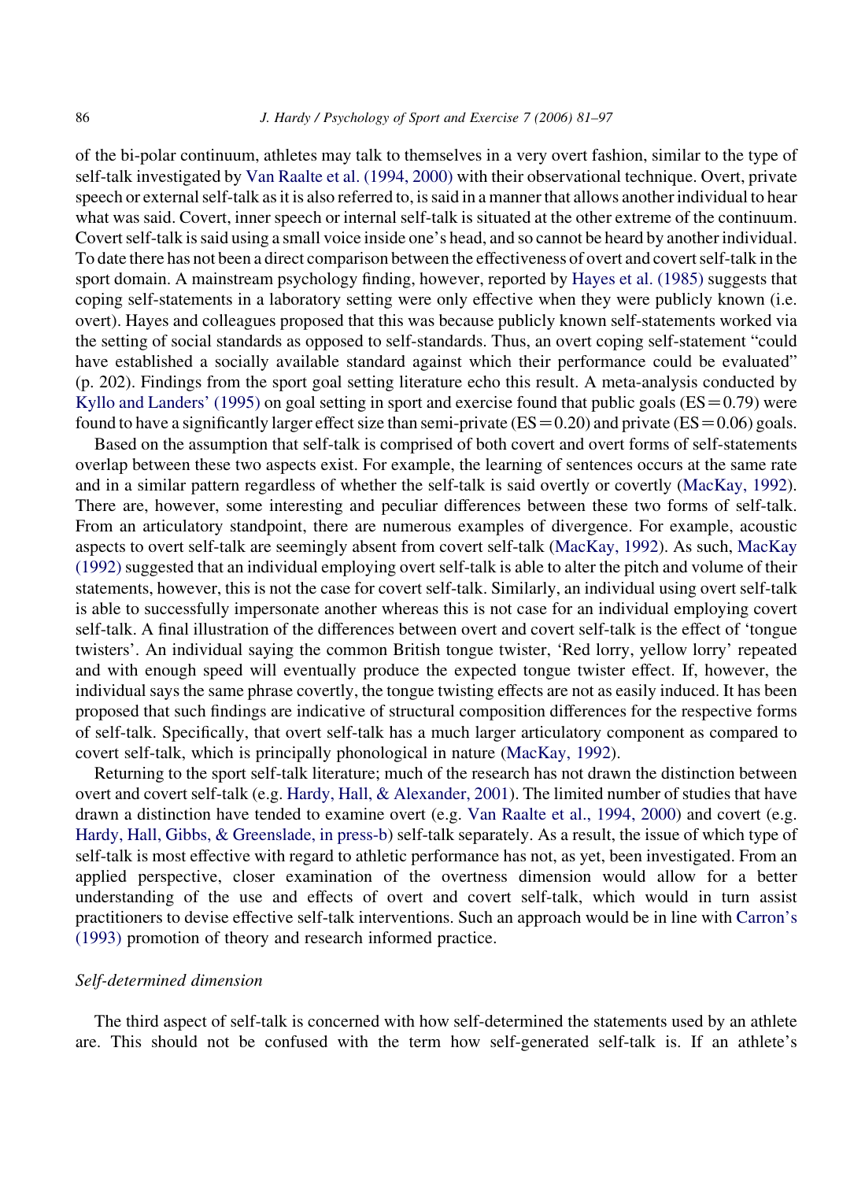of the bi-polar continuum, athletes may talk to themselves in a very overt fashion, similar to the type of self-talk investigated by Van Raalte et al. (1994, 2000) with their observational technique. Overt, private speech or external self-talk as it is also referred to, is said in a manner that allows another individual to hear what was said. Covert, inner speech or internal self-talk is situated at the other extreme of the continuum. Covert self-talk is said using a small voice inside one's head, and so cannot be heard by another individual. To date there has not been a direct comparison between the effectiveness of overt and covert self-talk in the sport domain. A mainstream psychology finding, however, reported by Hayes et al. (1985) suggests that coping self-statements in a laboratory setting were only effective when they were publicly known (i.e. overt). Hayes and colleagues proposed that this was because publicly known self-statements worked via the setting of social standards as opposed to self-standards. Thus, an overt coping self-statement "could have established a socially available standard against which their performance could be evaluated" (p. 202). Findings from the sport goal setting literature echo this result. A meta-analysis conducted by Kyllo and Landers' (1995) on goal setting in sport and exercise found that public goals (ES = 0.79) were found to have a significantly larger effect size than semi-private (ES = 0.20) and private (ES = 0.06) goals.

Based on the assumption that self-talk is comprised of both covert and overt forms of self-statements overlap between these two aspects exist. For example, the learning of sentences occurs at the same rate and in a similar pattern regardless of whether the self-talk is said overtly or covertly (MacKay, 1992). There are, however, some interesting and peculiar differences between these two forms of self-talk. From an articulatory standpoint, there are numerous examples of divergence. For example, acoustic aspects to overt self-talk are seemingly absent from covert self-talk (MacKay, 1992). As such, MacKay (1992) suggested that an individual employing overt self-talk is able to alter the pitch and volume of their statements, however, this is not the case for covert self-talk. Similarly, an individual using overt self-talk is able to successfully impersonate another whereas this is not case for an individual employing covert self-talk. A final illustration of the differences between overt and covert self-talk is the effect of 'tongue twisters'. An individual saying the common British tongue twister, 'Red lorry, yellow lorry' repeated and with enough speed will eventually produce the expected tongue twister effect. If, however, the individual says the same phrase covertly, the tongue twisting effects are not as easily induced. It has been proposed that such findings are indicative of structural composition differences for the respective forms of self-talk. Specifically, that overt self-talk has a much larger articulatory component as compared to covert self-talk, which is principally phonological in nature (MacKay, 1992).

Returning to the sport self-talk literature; much of the research has not drawn the distinction between overt and covert self-talk (e.g. Hardy, Hall, & Alexander, 2001). The limited number of studies that have drawn a distinction have tended to examine overt (e.g. Van Raalte et al., 1994, 2000) and covert (e.g. Hardy, Hall, Gibbs, & Greenslade, in press-b) self-talk separately. As a result, the issue of which type of self-talk is most effective with regard to athletic performance has not, as yet, been investigated. From an applied perspective, closer examination of the overtness dimension would allow for a better understanding of the use and effects of overt and covert self-talk, which would in turn assist practitioners to devise effective self-talk interventions. Such an approach would be in line with Carron's (1993) promotion of theory and research informed practice.

### *Self-determined dimension*

The third aspect of self-talk is concerned with how self-determined the statements used by an athlete are. This should not be confused with the term how self-generated self-talk is. If an athlete's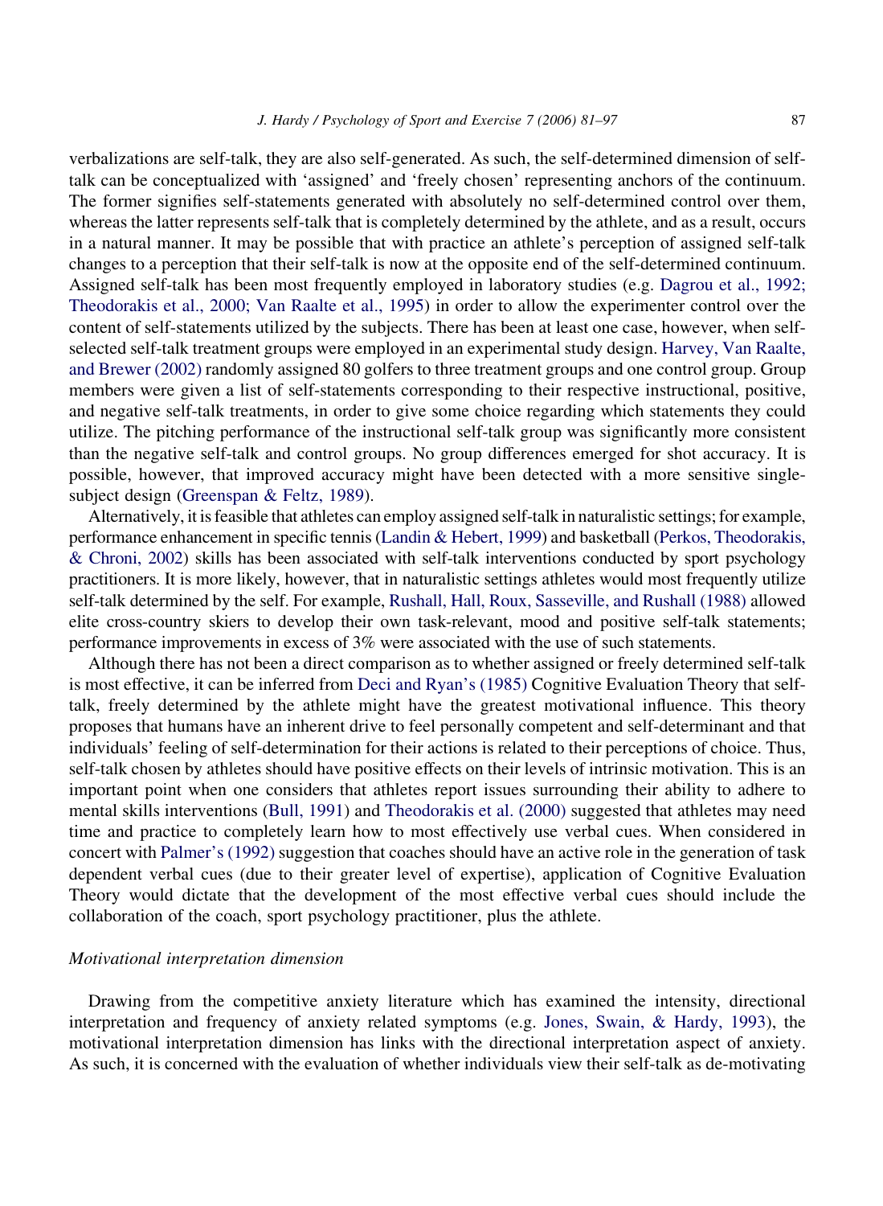verbalizations are self-talk, they are also self-generated. As such, the self-determined dimension of self-talk can be conceptualized with 'assigned' and 'freely chosen' representing anchors of the continuum. The former signifies self-statements generated with absolutely no self-determined control over them, whereas the latter represents self-talk that is completely determined by the athlete, and as a result, occurs in a natural manner. It may be possible that with practice an athlete's perception of assigned self-talk changes to a perception that their self-talk is now at the opposite end of the self-determined continuum. Assigned self-talk has been most frequently employed in laboratory studies (e.g. Dagrou et al., 1992; Theodorakis et al., 2000; Van Raalte et al., 1995) in order to allow the experimenter control over the content of self-statements utilized by the subjects. There has been at least one case, however, when self-selected self-talk treatment groups were employed in an experimental study design. Harvey, Van Raalte, and Brewer (2002) randomly assigned 80 golfers to three treatment groups and one control group. Group members were given a list of self-statements corresponding to their respective instructional, positive, and negative self-talk treatments, in order to give some choice regarding which statements they could utilize. The pitching performance of the instructional self-talk group was significantly more consistent than the negative self-talk and control groups. No group differences emerged for shot accuracy. It is possible, however, that improved accuracy might have been detected with a more sensitive single-subject design (Greenspan & Feltz, 1989).

Alternatively, it is feasible that athletes can employ assigned self-talk in naturalistic settings; for example, performance enhancement in specific tennis (Landin & Hebert, 1999) and basketball (Perkos, Theodorakis, & Chroni, 2002) skills has been associated with self-talk interventions conducted by sport psychology practitioners. It is more likely, however, that in naturalistic settings athletes would most frequently utilize self-talk determined by the self. For example, Rushall, Hall, Roux, Sasseville, and Rushall (1988) allowed elite cross-country skiers to develop their own task-relevant, mood and positive self-talk statements; performance improvements in excess of 3% were associated with the use of such statements.

Although there has not been a direct comparison as to whether assigned or freely determined self-talk is most effective, it can be inferred from Deci and Ryan's (1985) Cognitive Evaluation Theory that self-talk, freely determined by the athlete might have the greatest motivational influence. This theory proposes that humans have an inherent drive to feel personally competent and self-determinant and that individuals' feeling of self-determination for their actions is related to their perceptions of choice. Thus, self-talk chosen by athletes should have positive effects on their levels of intrinsic motivation. This is an important point when one considers that athletes report issues surrounding their ability to adhere to mental skills interventions (Bull, 1991) and Theodorakis et al. (2000) suggested that athletes may need time and practice to completely learn how to most effectively use verbal cues. When considered in concert with Palmer's (1992) suggestion that coaches should have an active role in the generation of task dependent verbal cues (due to their greater level of expertise), application of Cognitive Evaluation Theory would dictate that the development of the most effective verbal cues should include the collaboration of the coach, sport psychology practitioner, plus the athlete.

### *Motivational interpretation dimension*

Drawing from the competitive anxiety literature which has examined the intensity, directional interpretation and frequency of anxiety related symptoms (e.g. Jones, Swain, & Hardy, 1993), the motivational interpretation dimension has links with the directional interpretation aspect of anxiety. As such, it is concerned with the evaluation of whether individuals view their self-talk as de-motivating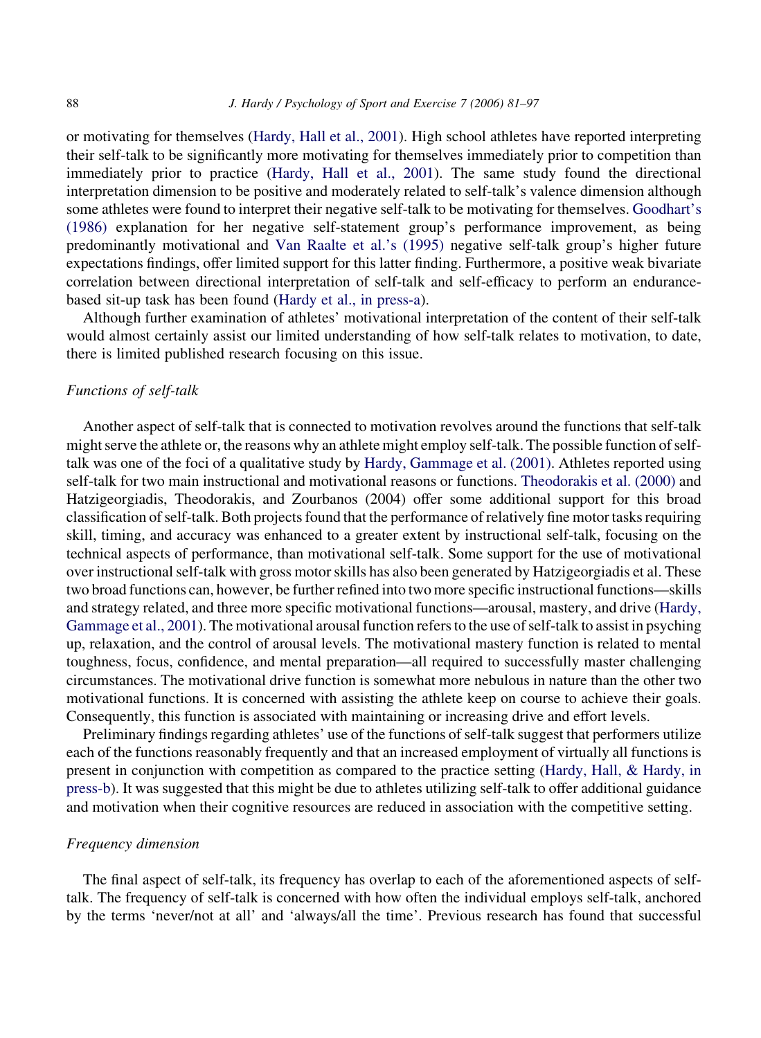or motivating for themselves (Hardy, Hall et al., 2001). High school athletes have reported interpreting their self-talk to be significantly more motivating for themselves immediately prior to competition than immediately prior to practice (Hardy, Hall et al., 2001). The same study found the directional interpretation dimension to be positive and moderately related to self-talk's valence dimension although some athletes were found to interpret their negative self-talk to be motivating for themselves. Goodhart's (1986) explanation for her negative self-statement group's performance improvement, as being predominantly motivational and Van Raalte et al.'s (1995) negative self-talk group's higher future expectations findings, offer limited support for this latter finding. Furthermore, a positive weak bivariate correlation between directional interpretation of self-talk and self-efficacy to perform an endurance-based sit-up task has been found (Hardy et al., in press-a).

Although further examination of athletes' motivational interpretation of the content of their self-talk would almost certainly assist our limited understanding of how self-talk relates to motivation, to date, there is limited published research focusing on this issue.

### *Functions of self-talk*

Another aspect of self-talk that is connected to motivation revolves around the functions that self-talk might serve the athlete or, the reasons why an athlete might employ self-talk. The possible function of self-talk was one of the foci of a qualitative study by Hardy, Gammage et al. (2001). Athletes reported using self-talk for two main instructional and motivational reasons or functions. Theodorakis et al. (2000) and Hatzigeorgiadis, Theodorakis, and Zourbanos (2004) offer some additional support for this broad classification of self-talk. Both projects found that the performance of relatively fine motor tasks requiring skill, timing, and accuracy was enhanced to a greater extent by instructional self-talk, focusing on the technical aspects of performance, than motivational self-talk. Some support for the use of motivational over instructional self-talk with gross motor skills has also been generated by Hatzigeorgiadis et al. These two broad functions can, however, be further refined into two more specific instructional functions—skills and strategy related, and three more specific motivational functions—arousal, mastery, and drive (Hardy, Gammage et al., 2001). The motivational arousal function refers to the use of self-talk to assist in psyching up, relaxation, and the control of arousal levels. The motivational mastery function is related to mental toughness, focus, confidence, and mental preparation—all required to successfully master challenging circumstances. The motivational drive function is somewhat more nebulous in nature than the other two motivational functions. It is concerned with assisting the athlete keep on course to achieve their goals. Consequently, this function is associated with maintaining or increasing drive and effort levels.

Preliminary findings regarding athletes' use of the functions of self-talk suggest that performers utilize each of the functions reasonably frequently and that an increased employment of virtually all functions is present in conjunction with competition as compared to the practice setting (Hardy, Hall, & Hardy, in press-b). It was suggested that this might be due to athletes utilizing self-talk to offer additional guidance and motivation when their cognitive resources are reduced in association with the competitive setting.

### *Frequency dimension*

The final aspect of self-talk, its frequency has overlap to each of the aforementioned aspects of self-talk. The frequency of self-talk is concerned with how often the individual employs self-talk, anchored by the terms 'never/not at all' and 'always/all the time'. Previous research has found that successful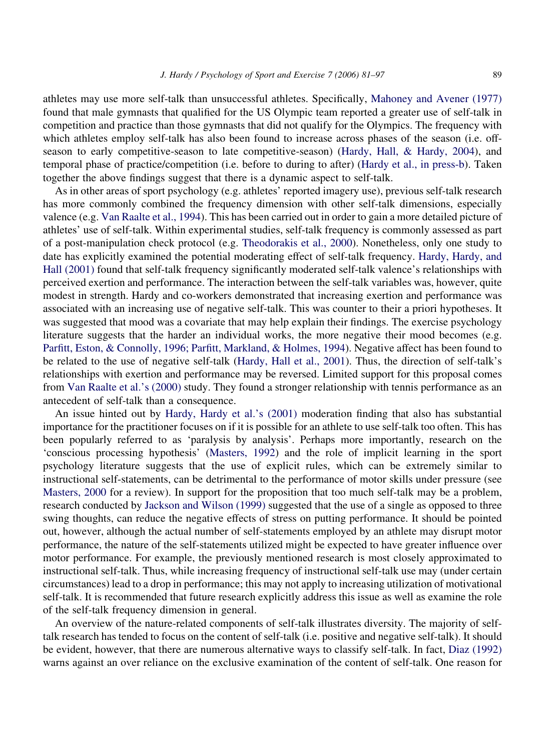athletes may use more self-talk than unsuccessful athletes. Specifically, Mahoney and Avener (1977) found that male gymnasts that qualified for the US Olympic team reported a greater use of self-talk in competition and practice than those gymnasts that did not qualify for the Olympics. The frequency with which athletes employ self-talk has also been found to increase across phases of the season (i.e. off-season to early competitive-season to late competitive-season) (Hardy, Hall, & Hardy, 2004), and temporal phase of practice/competition (i.e. before to during to after) (Hardy et al., in press-b). Taken together the above findings suggest that there is a dynamic aspect to self-talk.

As in other areas of sport psychology (e.g. athletes' reported imagery use), previous self-talk research has more commonly combined the frequency dimension with other self-talk dimensions, especially valence (e.g. Van Raalte et al., 1994). This has been carried out in order to gain a more detailed picture of athletes' use of self-talk. Within experimental studies, self-talk frequency is commonly assessed as part of a post-manipulation check protocol (e.g. Theodorakis et al., 2000). Nonetheless, only one study to date has explicitly examined the potential moderating effect of self-talk frequency. Hardy, Hardy, and Hall (2001) found that self-talk frequency significantly moderated self-talk valence's relationships with perceived exertion and performance. The interaction between the self-talk variables was, however, quite modest in strength. Hardy and co-workers demonstrated that increasing exertion and performance was associated with an increasing use of negative self-talk. This was counter to their a priori hypotheses. It was suggested that mood was a covariate that may help explain their findings. The exercise psychology literature suggests that the harder an individual works, the more negative their mood becomes (e.g. Parfitt, Eston, & Connolly, 1996; Parfitt, Markland, & Holmes, 1994). Negative affect has been found to be related to the use of negative self-talk (Hardy, Hall et al., 2001). Thus, the direction of self-talk's relationships with exertion and performance may be reversed. Limited support for this proposal comes from Van Raalte et al.'s (2000) study. They found a stronger relationship with tennis performance as an antecedent of self-talk than a consequence.

An issue hinted out by Hardy, Hardy et al.'s (2001) moderation finding that also has substantial importance for the practitioner focuses on if it is possible for an athlete to use self-talk too often. This has been popularly referred to as 'paralysis by analysis'. Perhaps more importantly, research on the 'conscious processing hypothesis' (Masters, 1992) and the role of implicit learning in the sport psychology literature suggests that the use of explicit rules, which can be extremely similar to instructional self-statements, can be detrimental to the performance of motor skills under pressure (see Masters, 2000 for a review). In support for the proposition that too much self-talk may be a problem, research conducted by Jackson and Wilson (1999) suggested that the use of a single as opposed to three swing thoughts, can reduce the negative effects of stress on putting performance. It should be pointed out, however, although the actual number of self-statements employed by an athlete may disrupt motor performance, the nature of the self-statements utilized might be expected to have greater influence over motor performance. For example, the previously mentioned research is most closely approximated to instructional self-talk. Thus, while increasing frequency of instructional self-talk use may (under certain circumstances) lead to a drop in performance; this may not apply to increasing utilization of motivational self-talk. It is recommended that future research explicitly address this issue as well as examine the role of the self-talk frequency dimension in general.

An overview of the nature-related components of self-talk illustrates diversity. The majority of self-talk research has tended to focus on the content of self-talk (i.e. positive and negative self-talk). It should be evident, however, that there are numerous alternative ways to classify self-talk. In fact, Diaz (1992) warns against an over reliance on the exclusive examination of the content of self-talk. One reason for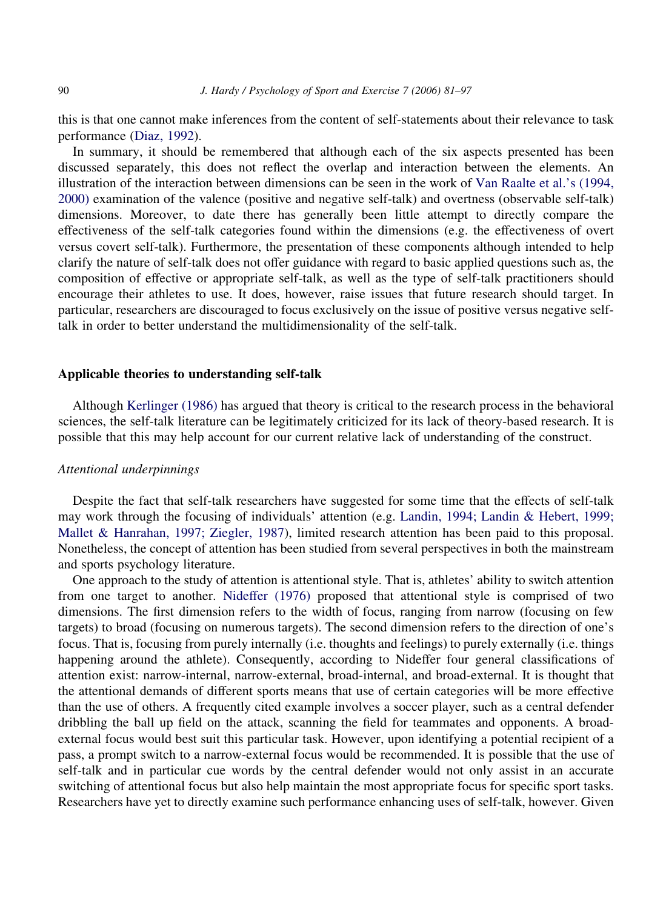this is that one cannot make inferences from the content of self-statements about their relevance to task performance (Diaz, 1992).

In summary, it should be remembered that although each of the six aspects presented has been discussed separately, this does not reflect the overlap and interaction between the elements. An illustration of the interaction between dimensions can be seen in the work of Van Raalte et al.'s (1994, 2000) examination of the valence (positive and negative self-talk) and overtness (observable self-talk) dimensions. Moreover, to date there has generally been little attempt to directly compare the effectiveness of the self-talk categories found within the dimensions (e.g. the effectiveness of overt versus covert self-talk). Furthermore, the presentation of these components although intended to help clarify the nature of self-talk does not offer guidance with regard to basic applied questions such as, the composition of effective or appropriate self-talk, as well as the type of self-talk practitioners should encourage their athletes to use. It does, however, raise issues that future research should target. In particular, researchers are discouraged to focus exclusively on the issue of positive versus negative self-talk in order to better understand the multidimensionality of the self-talk.

## Applicable theories to understanding self-talk

Although Kerlinger (1986) has argued that theory is critical to the research process in the behavioral sciences, the self-talk literature can be legitimately criticized for its lack of theory-based research. It is possible that this may help account for our current relative lack of understanding of the construct.

### *Attentional underpinnings*

Despite the fact that self-talk researchers have suggested for some time that the effects of self-talk may work through the focusing of individuals' attention (e.g. Landin, 1994; Landin & Hebert, 1999; Mallet & Hanrahan, 1997; Ziegler, 1987), limited research attention has been paid to this proposal. Nonetheless, the concept of attention has been studied from several perspectives in both the mainstream and sports psychology literature.

One approach to the study of attention is attentional style. That is, athletes' ability to switch attention from one target to another. Nideffer (1976) proposed that attentional style is comprised of two dimensions. The first dimension refers to the width of focus, ranging from narrow (focusing on few targets) to broad (focusing on numerous targets). The second dimension refers to the direction of one's focus. That is, focusing from purely internally (i.e. thoughts and feelings) to purely externally (i.e. things happening around the athlete). Consequently, according to Nideffer four general classifications of attention exist: narrow-internal, narrow-external, broad-internal, and broad-external. It is thought that the attentional demands of different sports means that use of certain categories will be more effective than the use of others. A frequently cited example involves a soccer player, such as a central defender dribbling the ball up field on the attack, scanning the field for teammates and opponents. A broad-external focus would best suit this particular task. However, upon identifying a potential recipient of a pass, a prompt switch to a narrow-external focus would be recommended. It is possible that the use of self-talk and in particular cue words by the central defender would not only assist in an accurate switching of attentional focus but also help maintain the most appropriate focus for specific sport tasks. Researchers have yet to directly examine such performance enhancing uses of self-talk, however. Given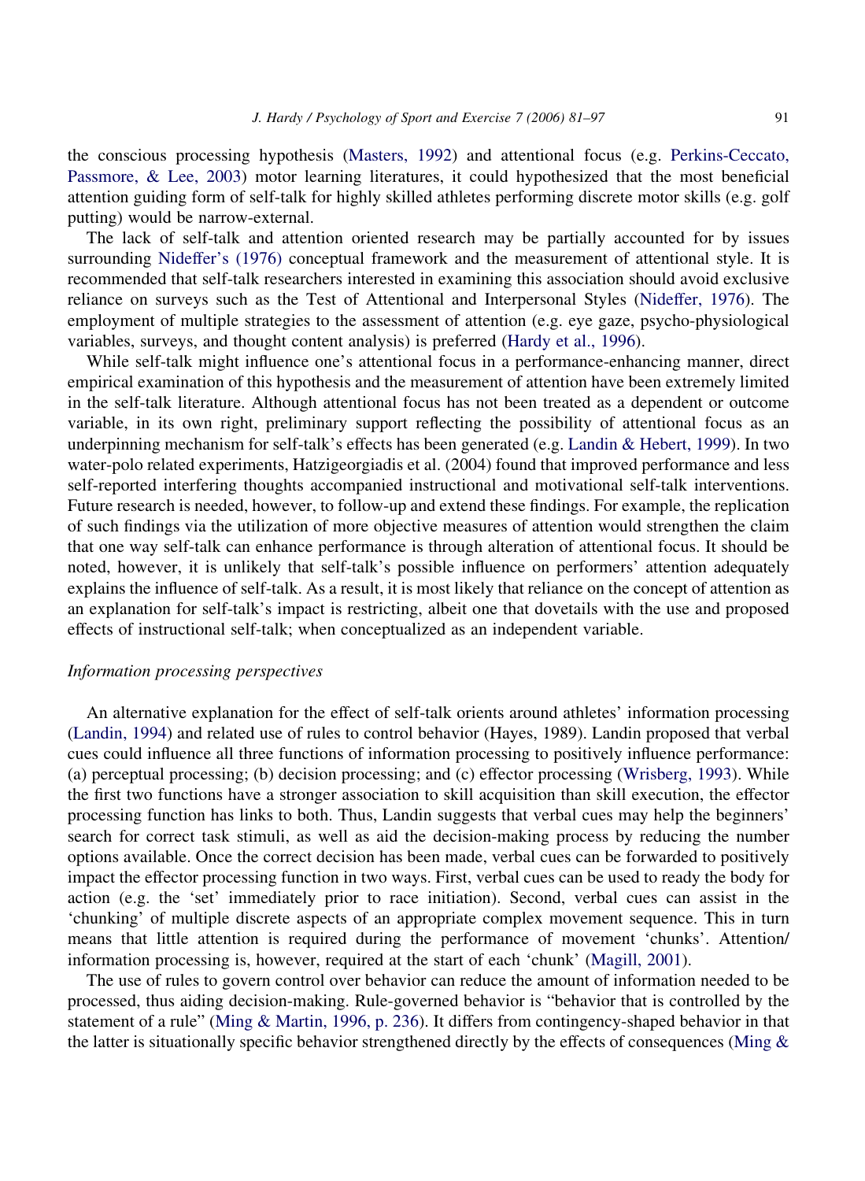the conscious processing hypothesis (Masters, 1992) and attentional focus (e.g. Perkins-Ceccato, Passmore, & Lee, 2003) motor learning literatures, it could hypothesized that the most beneficial attention guiding form of self-talk for highly skilled athletes performing discrete motor skills (e.g. golf putting) would be narrow-external.

The lack of self-talk and attention oriented research may be partially accounted for by issues surrounding Nideffer's (1976) conceptual framework and the measurement of attentional style. It is recommended that self-talk researchers interested in examining this association should avoid exclusive reliance on surveys such as the Test of Attentional and Interpersonal Styles (Nideffer, 1976). The employment of multiple strategies to the assessment of attention (e.g. eye gaze, psycho-physiological variables, surveys, and thought content analysis) is preferred (Hardy et al., 1996).

While self-talk might influence one's attentional focus in a performance-enhancing manner, direct empirical examination of this hypothesis and the measurement of attention have been extremely limited in the self-talk literature. Although attentional focus has not been treated as a dependent or outcome variable, in its own right, preliminary support reflecting the possibility of attentional focus as an underpinning mechanism for self-talk's effects has been generated (e.g. Landin & Hebert, 1999). In two water-polo related experiments, Hatzigeorgiadis et al. (2004) found that improved performance and less self-reported interfering thoughts accompanied instructional and motivational self-talk interventions. Future research is needed, however, to follow-up and extend these findings. For example, the replication of such findings via the utilization of more objective measures of attention would strengthen the claim that one way self-talk can enhance performance is through alteration of attentional focus. It should be noted, however, it is unlikely that self-talk's possible influence on performers' attention adequately explains the influence of self-talk. As a result, it is most likely that reliance on the concept of attention as an explanation for self-talk's impact is restricting, albeit one that dovetails with the use and proposed effects of instructional self-talk; when conceptualized as an independent variable.

### *Information processing perspectives*

An alternative explanation for the effect of self-talk orients around athletes' information processing (Landin, 1994) and related use of rules to control behavior (Hayes, 1989). Landin proposed that verbal cues could influence all three functions of information processing to positively influence performance: (a) perceptual processing; (b) decision processing; and (c) effector processing (Wrisberg, 1993). While the first two functions have a stronger association to skill acquisition than skill execution, the effector processing function has links to both. Thus, Landin suggests that verbal cues may help the beginners' search for correct task stimuli, as well as aid the decision-making process by reducing the number options available. Once the correct decision has been made, verbal cues can be forwarded to positively impact the effector processing function in two ways. First, verbal cues can be used to ready the body for action (e.g. the 'set' immediately prior to race initiation). Second, verbal cues can assist in the 'chunking' of multiple discrete aspects of an appropriate complex movement sequence. This in turn means that little attention is required during the performance of movement 'chunks'. Attention/information processing is, however, required at the start of each 'chunk' (Magill, 2001).

The use of rules to govern control over behavior can reduce the amount of information needed to be processed, thus aiding decision-making. Rule-governed behavior is "behavior that is controlled by the statement of a rule" (Ming & Martin, 1996, p. 236). It differs from contingency-shaped behavior in that the latter is situationally specific behavior strengthened directly by the effects of consequences (Ming &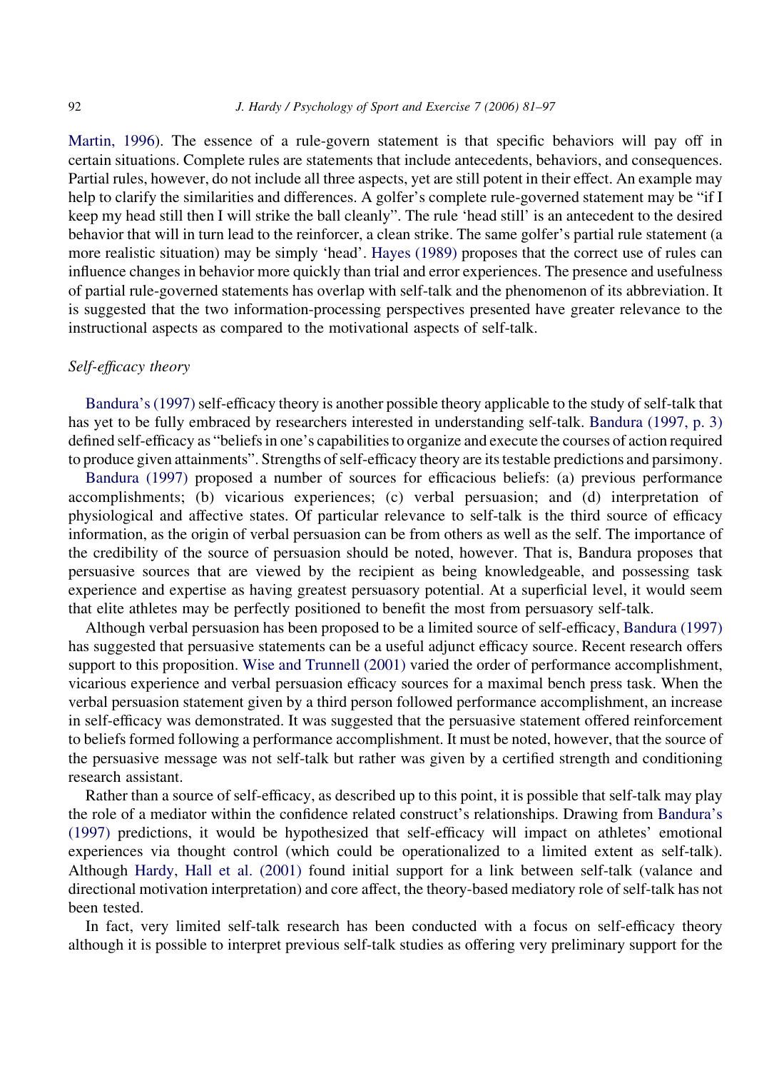Martin, 1996). The essence of a rule-govern statement is that specific behaviors will pay off in certain situations. Complete rules are statements that include antecedents, behaviors, and consequences. Partial rules, however, do not include all three aspects, yet are still potent in their effect. An example may help to clarify the similarities and differences. A golfer's complete rule-governed statement may be "if I keep my head still then I will strike the ball cleanly". The rule 'head still' is an antecedent to the desired behavior that will in turn lead to the reinforcer, a clean strike. The same golfer's partial rule statement (a more realistic situation) may be simply 'head'. Hayes (1989) proposes that the correct use of rules can influence changes in behavior more quickly than trial and error experiences. The presence and usefulness of partial rule-governed statements has overlap with self-talk and the phenomenon of its abbreviation. It is suggested that the two information-processing perspectives presented have greater relevance to the instructional aspects as compared to the motivational aspects of self-talk.

### *Self-efficacy theory*

Bandura's (1997) self-efficacy theory is another possible theory applicable to the study of self-talk that has yet to be fully embraced by researchers interested in understanding self-talk. Bandura (1997, p. 3) defined self-efficacy as "beliefs in one's capabilities to organize and execute the courses of action required to produce given attainments". Strengths of self-efficacy theory are its testable predictions and parsimony.

Bandura (1997) proposed a number of sources for efficacious beliefs: (a) previous performance accomplishments; (b) vicarious experiences; (c) verbal persuasion; and (d) interpretation of physiological and affective states. Of particular relevance to self-talk is the third source of efficacy information, as the origin of verbal persuasion can be from others as well as the self. The importance of the credibility of the source of persuasion should be noted, however. That is, Bandura proposes that persuasive sources that are viewed by the recipient as being knowledgeable, and possessing task experience and expertise as having greatest persuasory potential. At a superficial level, it would seem that elite athletes may be perfectly positioned to benefit the most from persuasory self-talk.

Although verbal persuasion has been proposed to be a limited source of self-efficacy, Bandura (1997) has suggested that persuasive statements can be a useful adjunct efficacy source. Recent research offers support to this proposition. Wise and Trunnell (2001) varied the order of performance accomplishment, vicarious experience and verbal persuasion efficacy sources for a maximal bench press task. When the verbal persuasion statement given by a third person followed performance accomplishment, an increase in self-efficacy was demonstrated. It was suggested that the persuasive statement offered reinforcement to beliefs formed following a performance accomplishment. It must be noted, however, that the source of the persuasive message was not self-talk but rather was given by a certified strength and conditioning research assistant.

Rather than a source of self-efficacy, as described up to this point, it is possible that self-talk may play the role of a mediator within the confidence related construct's relationships. Drawing from Bandura's (1997) predictions, it would be hypothesized that self-efficacy will impact on athletes' emotional experiences via thought control (which could be operationalized to a limited extent as self-talk). Although Hardy, Hall et al. (2001) found initial support for a link between self-talk (valance and directional motivation interpretation) and core affect, the theory-based mediatory role of self-talk has not been tested.

In fact, very limited self-talk research has been conducted with a focus on self-efficacy theory although it is possible to interpret previous self-talk studies as offering very preliminary support for the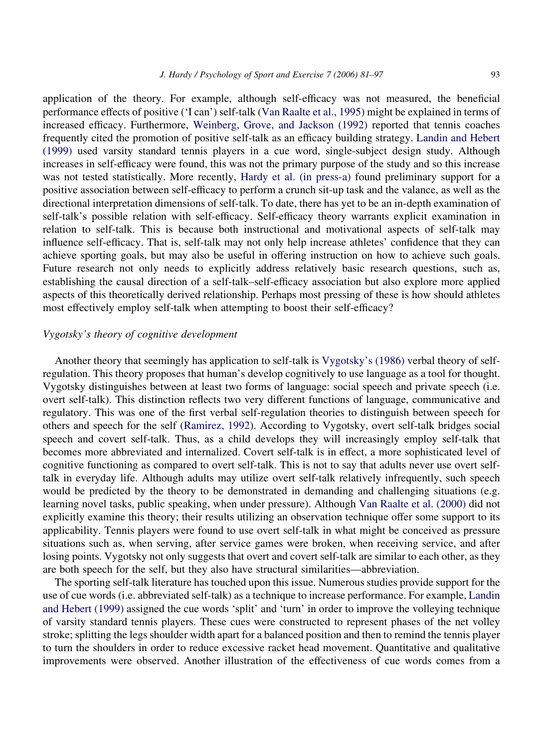application of the theory. For example, although self-efficacy was not measured, the beneficial performance effects of positive ('I can') self-talk (Van Raalte et al., 1995) might be explained in terms of increased efficacy. Furthermore, Weinberg, Grove, and Jackson (1992) reported that tennis coaches frequently cited the promotion of positive self-talk as an efficacy building strategy. Landin and Hebert (1999) used varsity standard tennis players in a cue word, single-subject design study. Although increases in self-efficacy were found, this was not the primary purpose of the study and so this increase was not tested statistically. More recently, Hardy et al. (in press-a) found preliminary support for a positive association between self-efficacy to perform a crunch sit-up task and the valance, as well as the directional interpretation dimensions of self-talk. To date, there has yet to be an in-depth examination of self-talk's possible relation with self-efficacy. Self-efficacy theory warrants explicit examination in relation to self-talk. This is because both instructional and motivational aspects of self-talk may influence self-efficacy. That is, self-talk may not only help increase athletes' confidence that they can achieve sporting goals, but may also be useful in offering instruction on how to achieve such goals. Future research not only needs to explicitly address relatively basic research questions, such as, establishing the causal direction of a self-talk–self-efficacy association but also explore more applied aspects of this theoretically derived relationship. Perhaps most pressing of these is how should athletes most effectively employ self-talk when attempting to boost their self-efficacy?

### *Vygotsky's theory of cognitive development*

Another theory that seemingly has application to self-talk is Vygotsky's (1986) verbal theory of self-regulation. This theory proposes that human's develop cognitively to use language as a tool for thought. Vygotsky distinguishes between at least two forms of language: social speech and private speech (i.e. overt self-talk). This distinction reflects two very different functions of language, communicative and regulatory. This was one of the first verbal self-regulation theories to distinguish between speech for others and speech for the self (Ramirez, 1992). According to Vygotsky, overt self-talk bridges social speech and covert self-talk. Thus, as a child develops they will increasingly employ self-talk that becomes more abbreviated and internalized. Covert self-talk is in effect, a more sophisticated level of cognitive functioning as compared to overt self-talk. This is not to say that adults never use overt self-talk in everyday life. Although adults may utilize overt self-talk relatively infrequently, such speech would be predicted by the theory to be demonstrated in demanding and challenging situations (e.g. learning novel tasks, public speaking, when under pressure). Although Van Raalte et al. (2000) did not explicitly examine this theory; their results utilizing an observation technique offer some support to its applicability. Tennis players were found to use overt self-talk in what might be conceived as pressure situations such as, when serving, after service games were broken, when receiving service, and after losing points. Vygotsky not only suggests that overt and covert self-talk are similar to each other, as they are both speech for the self, but they also have structural similarities—abbreviation.

The sporting self-talk literature has touched upon this issue. Numerous studies provide support for the use of cue words (i.e. abbreviated self-talk) as a technique to increase performance. For example, Landin and Hebert (1999) assigned the cue words 'split' and 'turn' in order to improve the volleying technique of varsity standard tennis players. These cues were constructed to represent phases of the net volley stroke; splitting the legs shoulder width apart for a balanced position and then to remind the tennis player to turn the shoulders in order to reduce excessive racket head movement. Quantitative and qualitative improvements were observed. Another illustration of the effectiveness of cue words comes from a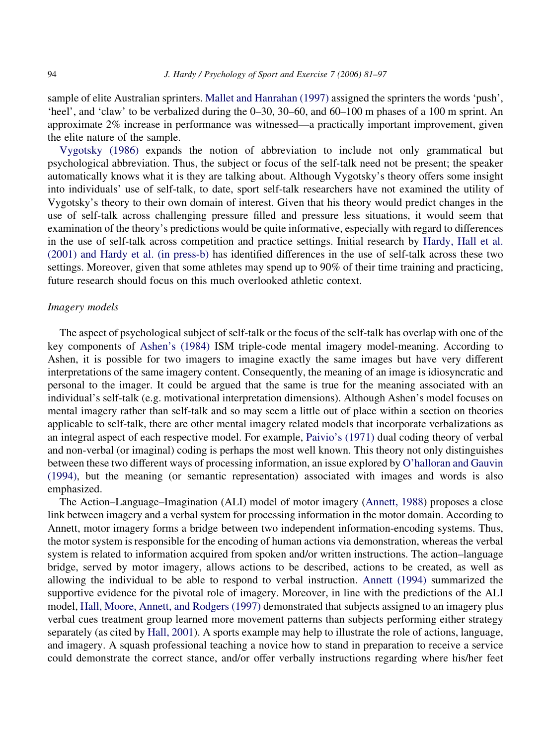sample of elite Australian sprinters. Mallet and Hanrahan (1997) assigned the sprinters the words 'push', 'heel', and 'claw' to be verbalized during the 0–30, 30–60, and 60–100 m phases of a 100 m sprint. An approximate 2% increase in performance was witnessed—a practically important improvement, given the elite nature of the sample.

Vygotsky (1986) expands the notion of abbreviation to include not only grammatical but psychological abbreviation. Thus, the subject or focus of the self-talk need not be present; the speaker automatically knows what it is they are talking about. Although Vygotsky's theory offers some insight into individuals' use of self-talk, to date, sport self-talk researchers have not examined the utility of Vygotsky's theory to their own domain of interest. Given that his theory would predict changes in the use of self-talk across challenging pressure filled and pressure less situations, it would seem that examination of the theory's predictions would be quite informative, especially with regard to differences in the use of self-talk across competition and practice settings. Initial research by Hardy, Hall et al. (2001) and Hardy et al. (in press-b) has identified differences in the use of self-talk across these two settings. Moreover, given that some athletes may spend up to 90% of their time training and practicing, future research should focus on this much overlooked athletic context.

### *Imagery models*

The aspect of psychological subject of self-talk or the focus of the self-talk has overlap with one of the key components of Ashen's (1984) ISM triple-code mental imagery model-meaning. According to Ashen, it is possible for two imagers to imagine exactly the same images but have very different interpretations of the same imagery content. Consequently, the meaning of an image is idiosyncratic and personal to the imager. It could be argued that the same is true for the meaning associated with an individual's self-talk (e.g. motivational interpretation dimensions). Although Ashen's model focuses on mental imagery rather than self-talk and so may seem a little out of place within a section on theories applicable to self-talk, there are other mental imagery related models that incorporate verbalizations as an integral aspect of each respective model. For example, Paivio's (1971) dual coding theory of verbal and non-verbal (or imaginal) coding is perhaps the most well known. This theory not only distinguishes between these two different ways of processing information, an issue explored by O'halloran and Gauvin (1994), but the meaning (or semantic representation) associated with images and words is also emphasized.

The Action–Language–Imagination (ALI) model of motor imagery (Annett, 1988) proposes a close link between imagery and a verbal system for processing information in the motor domain. According to Annett, motor imagery forms a bridge between two independent information-encoding systems. Thus, the motor system is responsible for the encoding of human actions via demonstration, whereas the verbal system is related to information acquired from spoken and/or written instructions. The action–language bridge, served by motor imagery, allows actions to be described, actions to be created, as well as allowing the individual to be able to respond to verbal instruction. Annett (1994) summarized the supportive evidence for the pivotal role of imagery. Moreover, in line with the predictions of the ALI model, Hall, Moore, Annett, and Rodgers (1997) demonstrated that subjects assigned to an imagery plus verbal cues treatment group learned more movement patterns than subjects performing either strategy separately (as cited by Hall, 2001). A sports example may help to illustrate the role of actions, language, and imagery. A squash professional teaching a novice how to stand in preparation to receive a service could demonstrate the correct stance, and/or offer verbally instructions regarding where his/her feet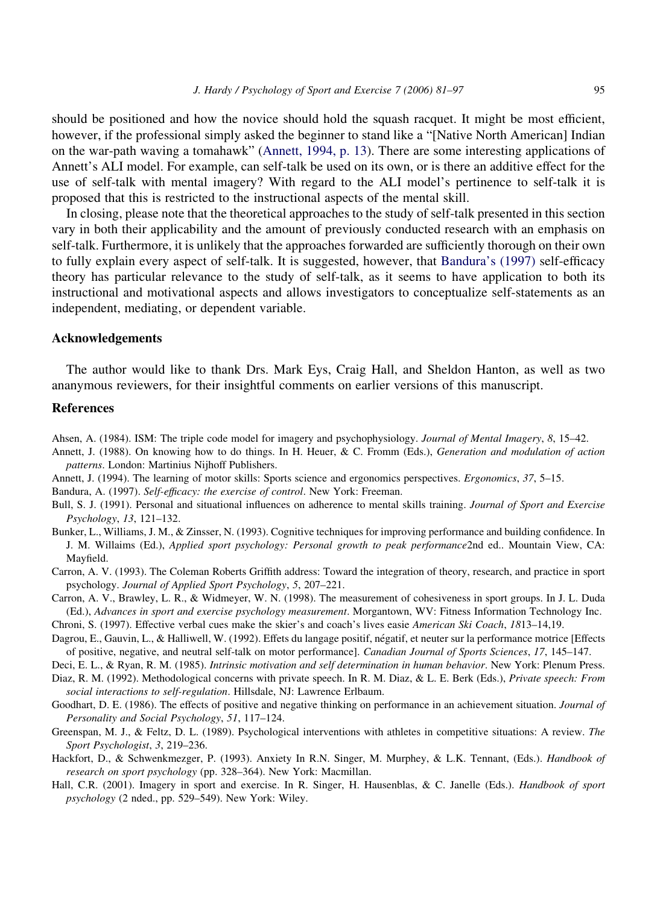should be positioned and how the novice should hold the squash racquet. It might be most efficient, however, if the professional simply asked the beginner to stand like a "[Native North American] Indian on the war-path waving a tomahawk" (Annett, 1994, p. 13). There are some interesting applications of Annett's ALI model. For example, can self-talk be used on its own, or is there an additive effect for the use of self-talk with mental imagery? With regard to the ALI model's pertinence to self-talk it is proposed that this is restricted to the instructional aspects of the mental skill.

In closing, please note that the theoretical approaches to the study of self-talk presented in this section vary in both their applicability and the amount of previously conducted research with an emphasis on self-talk. Furthermore, it is unlikely that the approaches forwarded are sufficiently thorough on their own to fully explain every aspect of self-talk. It is suggested, however, that Bandura's (1997) self-efficacy theory has particular relevance to the study of self-talk, as it seems to have application to both its instructional and motivational aspects and allows investigators to conceptualize self-statements as an independent, mediating, or dependent variable.

## Acknowledgements

The author would like to thank Drs. Mark Eys, Craig Hall, and Sheldon Hanton, as well as two ananymous reviewers, for their insightful comments on earlier versions of this manuscript.

## References

Ahsen, A. (1984). ISM: The triple code model for imagery and psychophysiology. *Journal of Mental Imagery*, *8*, 15–42.

Annett, J. (1988). On knowing how to do things. In H. Heuer, & C. Fromm (Eds.), *Generation and modulation of action patterns*. London: Martinius Nijhoff Publishers.

Annett, J. (1994). The learning of motor skills: Sports science and ergonomics perspectives. *Ergonomics*, *37*, 5–15.

Bandura, A. (1997). *Self-efficacy: the exercise of control*. New York: Freeman.

Bull, S. J. (1991). Personal and situational influences on adherence to mental skills training. *Journal of Sport and Exercise Psychology*, *13*, 121–132.

Bunker, L., Williams, J. M., & Zinsser, N. (1993). Cognitive techniques for improving performance and building confidence. In J. M. Willaims (Ed.), *Applied sport psychology: Personal growth to peak performance*2nd ed.. Mountain View, CA: Mayfield.

Carron, A. V. (1993). The Coleman Roberts Griffith address: Toward the integration of theory, research, and practice in sport psychology. *Journal of Applied Sport Psychology*, *5*, 207–221.

Carron, A. V., Brawley, L. R., & Widmeyer, W. N. (1998). The measurement of cohesiveness in sport groups. In J. L. Duda (Ed.), *Advances in sport and exercise psychology measurement*. Morgantown, WV: Fitness Information Technology Inc.

Chroni, S. (1997). Effective verbal cues make the skier's and coach's lives easie *American Ski Coach*, *18*13–14,19.

Dagrou, E., Gauvin, L., & Halliwell, W. (1992). Effets du langage positif, négatif, et neuter sur la performance motrice [Effects of positive, negative, and neutral self-talk on motor performance]. *Canadian Journal of Sports Sciences*, *17*, 145–147.

Deci, E. L., & Ryan, R. M. (1985). *Intrinsic motivation and self determination in human behavior*. New York: Plenum Press.

Diaz, R. M. (1992). Methodological concerns with private speech. In R. M. Diaz, & L. E. Berk (Eds.), *Private speech: From social interactions to self-regulation*. Hillsdale, NJ: Lawrence Erlbaum.

Goodhart, D. E. (1986). The effects of positive and negative thinking on performance in an achievement situation. *Journal of Personality and Social Psychology*, *51*, 117–124.

Greenspan, M. J., & Feltz, D. L. (1989). Psychological interventions with athletes in competitive situations: A review. *The Sport Psychologist*, *3*, 219–236.

Hackfort, D., & Schwenkmezger, P. (1993). Anxiety In R.N. Singer, M. Murphey, & L.K. Tennant, (Eds.). *Handbook of research on sport psychology* (pp. 328–364). New York: Macmillan.

Hall, C.R. (2001). Imagery in sport and exercise. In R. Singer, H. Hausenblas, & C. Janelle (Eds.). *Handbook of sport psychology* (2 nded., pp. 529–549). New York: Wiley.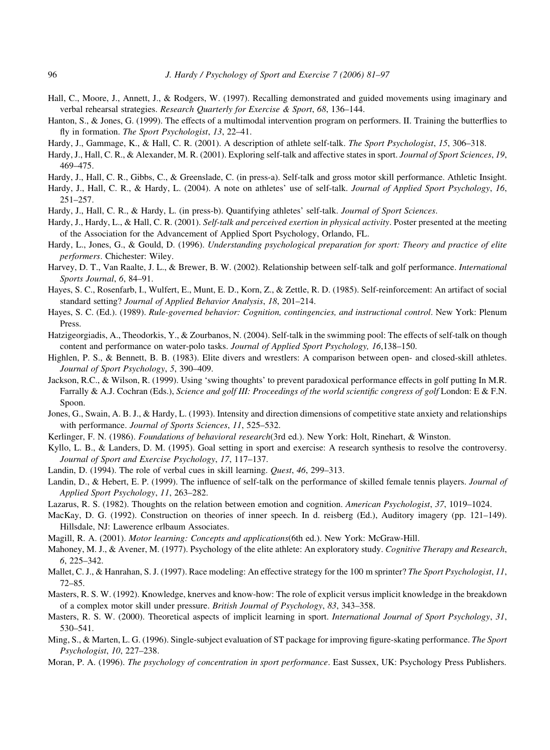Hall, C., Moore, J., Annett, J., & Rodgers, W. (1997). Recalling demonstrated and guided movements using imaginary and verbal rehearsal strategies. *Research Quarterly for Exercise & Sport*, *68*, 136–144.

Hanton, S., & Jones, G. (1999). The effects of a multimodal intervention program on performers. II. Training the butterflies to fly in formation. *The Sport Psychologist*, *13*, 22–41.

Hardy, J., Gammage, K., & Hall, C. R. (2001). A description of athlete self-talk. *The Sport Psychologist*, *15*, 306–318.

Hardy, J., Hall, C. R., & Alexander, M. R. (2001). Exploring self-talk and affective states in sport. *Journal of Sport Sciences*, *19*, 469–475.

Hardy, J., Hall, C. R., Gibbs, C., & Greenslade, C. (in press-a). Self-talk and gross motor skill performance. Athletic Insight.

Hardy, J., Hall, C. R., & Hardy, L. (2004). A note on athletes' use of self-talk. *Journal of Applied Sport Psychology*, *16*, 251–257.

Hardy, J., Hall, C. R., & Hardy, L. (in press-b). Quantifying athletes' self-talk. *Journal of Sport Sciences*.

Hardy, J., Hardy, L., & Hall, C. R. (2001). *Self-talk and perceived exertion in physical activity*. Poster presented at the meeting of the Association for the Advancement of Applied Sport Psychology, Orlando, FL.

Hardy, L., Jones, G., & Gould, D. (1996). *Understanding psychological preparation for sport: Theory and practice of elite performers*. Chichester: Wiley.

Harvey, D. T., Van Raalte, J. L., & Brewer, B. W. (2002). Relationship between self-talk and golf performance. *International Sports Journal*, *6*, 84–91.

Hayes, S. C., Rosenfarb, I., Wulfert, E., Munt, E. D., Korn, Z., & Zettle, R. D. (1985). Self-reinforcement: An artifact of social standard setting? *Journal of Applied Behavior Analysis*, *18*, 201–214.

Hayes, S. C. (Ed.). (1989). *Rule-governed behavior: Cognition, contingencies, and instructional control*. New York: Plenum Press.

Hatzigeorgiadis, A., Theodorkis, Y., & Zourbanos, N. (2004). Self-talk in the swimming pool: The effects of self-talk on though content and performance on water-polo tasks. *Journal of Applied Sport Psychology, 16*,138–150.

Highlen, P. S., & Bennett, B. B. (1983). Elite divers and wrestlers: A comparison between open- and closed-skill athletes. *Journal of Sport Psychology*, *5*, 390–409.

Jackson, R.C., & Wilson, R. (1999). Using 'swing thoughts' to prevent paradoxical performance effects in golf putting In M.R. Farrally & A.J. Cochran (Eds.), *Science and golf III: Proceedings of the world scientific congress of golf* London: E & F.N. Spoon.

Jones, G., Swain, A. B. J., & Hardy, L. (1993). Intensity and direction dimensions of competitive state anxiety and relationships with performance. *Journal of Sports Sciences*, *11*, 525–532.

Kerlinger, F. N. (1986). *Foundations of behavioral research*(3rd ed.). New York: Holt, Rinehart, & Winston.

Kyllo, L. B., & Landers, D. M. (1995). Goal setting in sport and exercise: A research synthesis to resolve the controversy. *Journal of Sport and Exercise Psychology*, *17*, 117–137.

Landin, D. (1994). The role of verbal cues in skill learning. *Quest*, *46*, 299–313.

Landin, D., & Hebert, E. P. (1999). The influence of self-talk on the performance of skilled female tennis players. *Journal of Applied Sport Psychology*, *11*, 263–282.

Lazarus, R. S. (1982). Thoughts on the relation between emotion and cognition. *American Psychologist*, *37*, 1019–1024.

MacKay, D. G. (1992). Construction on theories of inner speech. In d. reisberg (Ed.), Auditory imagery (pp. 121–149). Hillsdale, NJ: Lawerence erlbaum Associates.

Magill, R. A. (2001). *Motor learning: Concepts and applications*(6th ed.). New York: McGraw-Hill.

Mahoney, M. J., & Avener, M. (1977). Psychology of the elite athlete: An exploratory study. *Cognitive Therapy and Research*, *6*, 225–342.

Mallet, C. J., & Hanrahan, S. J. (1997). Race modeling: An effective strategy for the 100 m sprinter? *The Sport Psychologist*, *11*, 72–85.

Masters, R. S. W. (1992). Knowledge, knerves and know-how: The role of explicit versus implicit knowledge in the breakdown of a complex motor skill under pressure. *British Journal of Psychology*, *83*, 343–358.

Masters, R. S. W. (2000). Theoretical aspects of implicit learning in sport. *International Journal of Sport Psychology*, *31*, 530–541.

Ming, S., & Marten, L. G. (1996). Single-subject evaluation of ST package for improving figure-skating performance. *The Sport Psychologist*, *10*, 227–238.

Moran, P. A. (1996). *The psychology of concentration in sport performance*. East Sussex, UK: Psychology Press Publishers.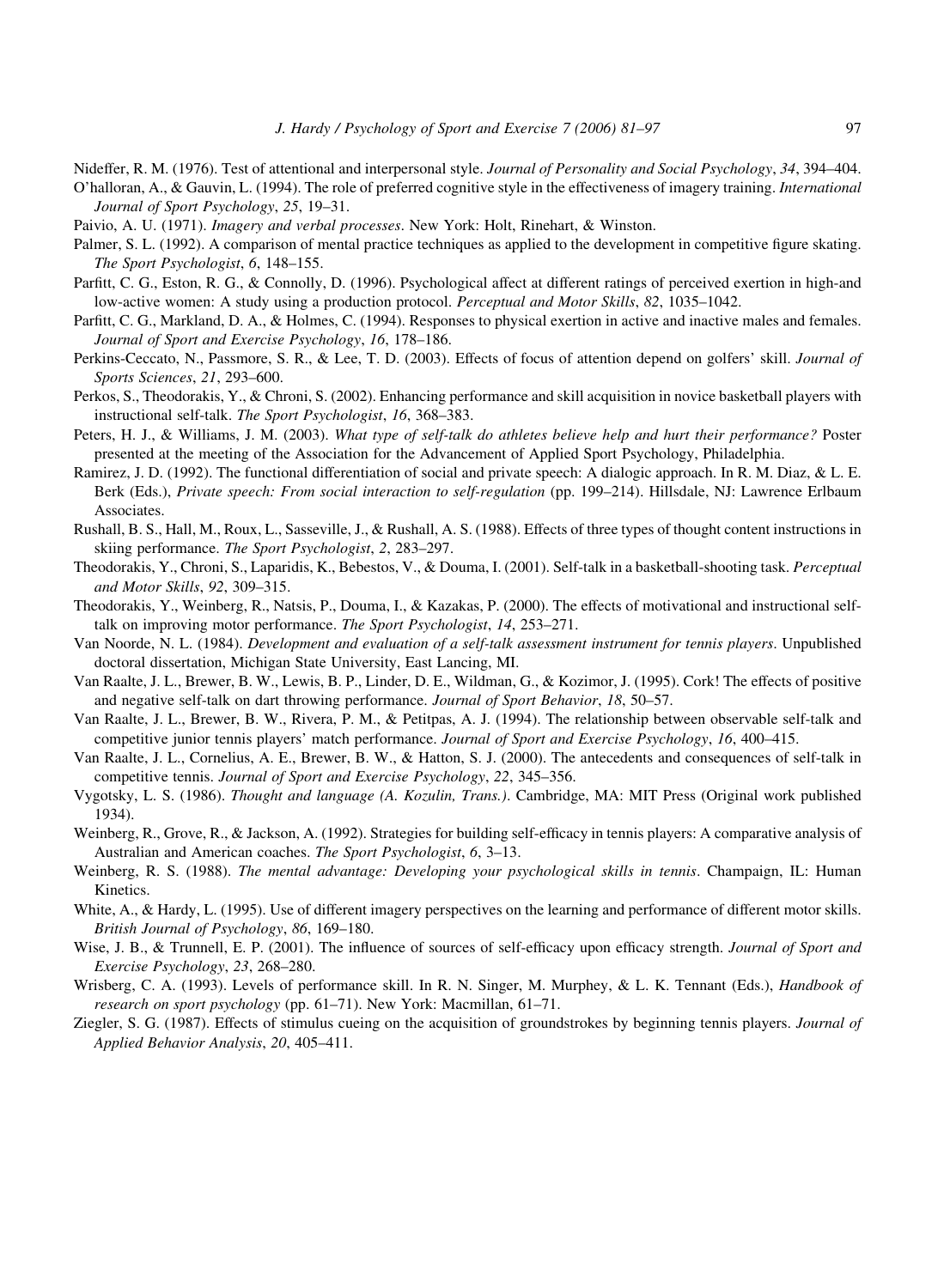Nideffer, R. M. (1976). Test of attentional and interpersonal style. *Journal of Personality and Social Psychology*, *34*, 394–404.

O'halloran, A., & Gauvin, L. (1994). The role of preferred cognitive style in the effectiveness of imagery training. *International Journal of Sport Psychology*, *25*, 19–31.

Paivio, A. U. (1971). *Imagery and verbal processes*. New York: Holt, Rinehart, & Winston.

Palmer, S. L. (1992). A comparison of mental practice techniques as applied to the development in competitive figure skating. *The Sport Psychologist*, *6*, 148–155.

Parfitt, C. G., Eston, R. G., & Connolly, D. (1996). Psychological affect at different ratings of perceived exertion in high-and low-active women: A study using a production protocol. *Perceptual and Motor Skills*, *82*, 1035–1042.

Parfitt, C. G., Markland, D. A., & Holmes, C. (1994). Responses to physical exertion in active and inactive males and females. *Journal of Sport and Exercise Psychology*, *16*, 178–186.

Perkins-Ceccato, N., Passmore, S. R., & Lee, T. D. (2003). Effects of focus of attention depend on golfers' skill. *Journal of Sports Sciences*, *21*, 293–600.

Perkos, S., Theodorakis, Y., & Chroni, S. (2002). Enhancing performance and skill acquisition in novice basketball players with instructional self-talk. *The Sport Psychologist*, *16*, 368–383.

Peters, H. J., & Williams, J. M. (2003). *What type of self-talk do athletes believe help and hurt their performance?* Poster presented at the meeting of the Association for the Advancement of Applied Sport Psychology, Philadelphia.

Ramirez, J. D. (1992). The functional differentiation of social and private speech: A dialogic approach. In R. M. Diaz, & L. E. Berk (Eds.), *Private speech: From social interaction to self-regulation* (pp. 199–214). Hillsdale, NJ: Lawrence Erlbaum Associates.

Rushall, B. S., Hall, M., Roux, L., Sasseville, J., & Rushall, A. S. (1988). Effects of three types of thought content instructions in skiing performance. *The Sport Psychologist*, *2*, 283–297.

Theodorakis, Y., Chroni, S., Laparidis, K., Bebestos, V., & Douma, I. (2001). Self-talk in a basketball-shooting task. *Perceptual and Motor Skills*, *92*, 309–315.

Theodorakis, Y., Weinberg, R., Natsis, P., Douma, I., & Kazakas, P. (2000). The effects of motivational and instructional self-talk on improving motor performance. *The Sport Psychologist*, *14*, 253–271.

Van Noorde, N. L. (1984). *Development and evaluation of a self-talk assessment instrument for tennis players*. Unpublished doctoral dissertation, Michigan State University, East Lancing, MI.

Van Raalte, J. L., Brewer, B. W., Lewis, B. P., Linder, D. E., Wildman, G., & Kozimor, J. (1995). Cork! The effects of positive and negative self-talk on dart throwing performance. *Journal of Sport Behavior*, *18*, 50–57.

Van Raalte, J. L., Brewer, B. W., Rivera, P. M., & Petitpas, A. J. (1994). The relationship between observable self-talk and competitive junior tennis players' match performance. *Journal of Sport and Exercise Psychology*, *16*, 400–415.

Van Raalte, J. L., Cornelius, A. E., Brewer, B. W., & Hatton, S. J. (2000). The antecedents and consequences of self-talk in competitive tennis. *Journal of Sport and Exercise Psychology*, *22*, 345–356.

Vygotsky, L. S. (1986). *Thought and language (A. Kozulin, Trans.)*. Cambridge, MA: MIT Press (Original work published 1934).

Weinberg, R., Grove, R., & Jackson, A. (1992). Strategies for building self-efficacy in tennis players: A comparative analysis of Australian and American coaches. *The Sport Psychologist*, *6*, 3–13.

Weinberg, R. S. (1988). *The mental advantage: Developing your psychological skills in tennis*. Champaign, IL: Human Kinetics.

White, A., & Hardy, L. (1995). Use of different imagery perspectives on the learning and performance of different motor skills. *British Journal of Psychology*, *86*, 169–180.

Wise, J. B., & Trunnell, E. P. (2001). The influence of sources of self-efficacy upon efficacy strength. *Journal of Sport and Exercise Psychology*, *23*, 268–280.

Wrisberg, C. A. (1993). Levels of performance skill. In R. N. Singer, M. Murphey, & L. K. Tennant (Eds.), *Handbook of research on sport psychology* (pp. 61–71). New York: Macmillan, 61–71.

Ziegler, S. G. (1987). Effects of stimulus cueing on the acquisition of groundstrokes by beginning tennis players. *Journal of Applied Behavior Analysis*, *20*, 405–411.